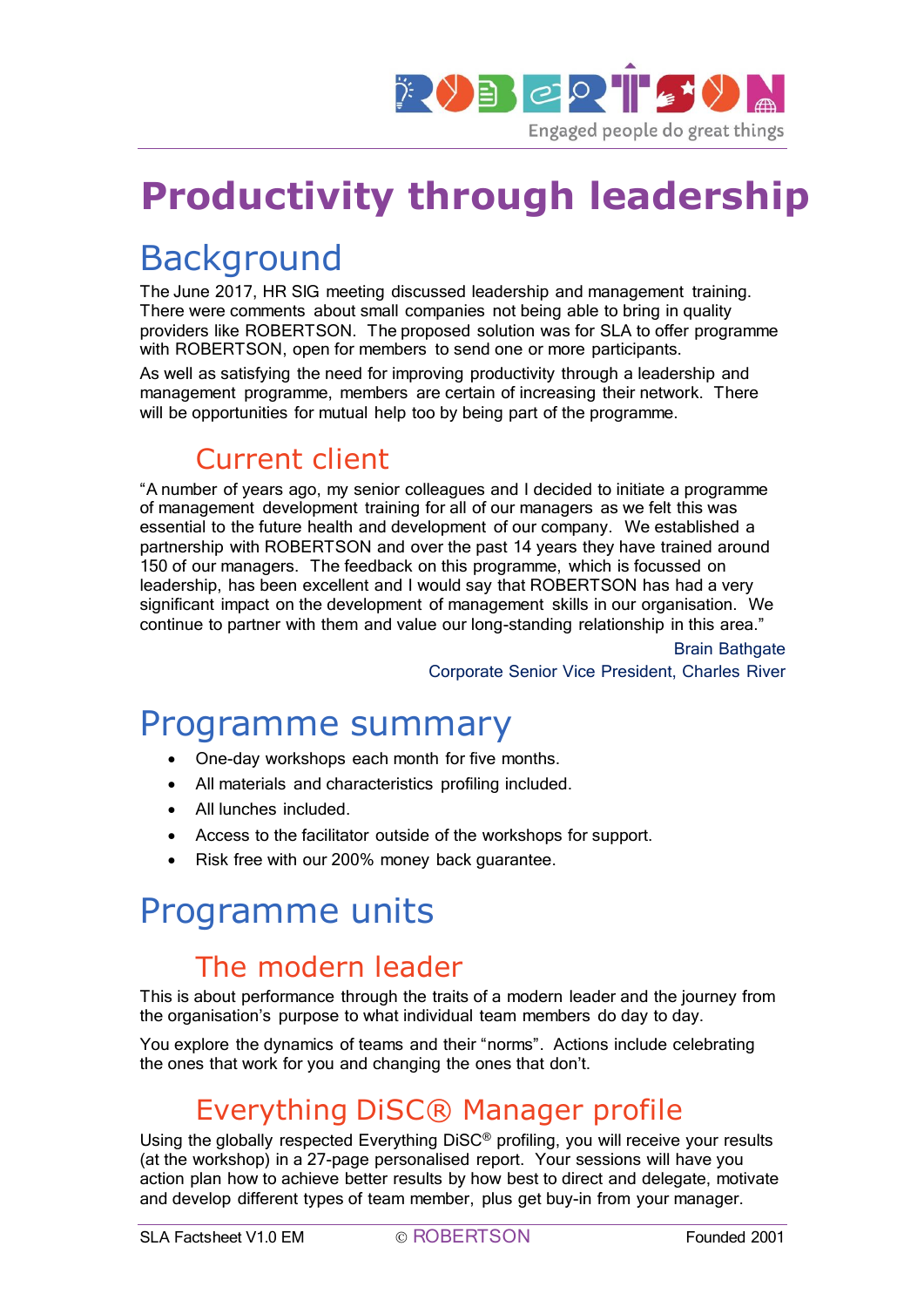ROBERTSON

Engaged people do great things

# Productivity through leadership

## Background

The June 2017, HR SIG meeting discussed leadership and management training. There were comments about small companies not being able to bring in quality providers like ROBERTSON. The proposed solution was for SLA to offer programme with ROBERTSON, open for members to send one or more participants.

As well as satisfying the need for improving productivity through a leadership and management programme, members are certain of increasing their network. There will be opportunities for mutual help too by being part of the programme.

### Current client

"A number of years ago, my senior colleagues and I decided to initiate a programme of management development training for all of our managers as we felt this was essential to the future health and development of our company. We established a partnership with ROBERTSON and over the past 14 years they have trained around 150 of our managers. The feedback on this programme, which is focussed on leadership, has been excellent and I would say that ROBERTSON has had a very significant impact on the development of management skills in our organisation. We continue to partner with them and value our long-standing relationship in this area."

Brain Bathgate
Corporate Senior Vice President, Charles River

## Programme summary

- One-day workshops each month for five months.
- All materials and characteristics profiling included.
- All lunches included.
- Access to the facilitator outside of the workshops for support.
- Risk free with our 200% money back guarantee.

## Programme units

### The modern leader

This is about performance through the traits of a modern leader and the journey from the organisation's purpose to what individual team members do day to day.

You explore the dynamics of teams and their "norms". Actions include celebrating the ones that work for you and changing the ones that don't.

### Everything DiSC® Manager profile

Using the globally respected Everything DiSC® profiling, you will receive your results (at the workshop) in a 27-page personalised report. Your sessions will have you action plan how to achieve better results by how best to direct and delegate, motivate and develop different types of team member, plus get buy-in from your manager.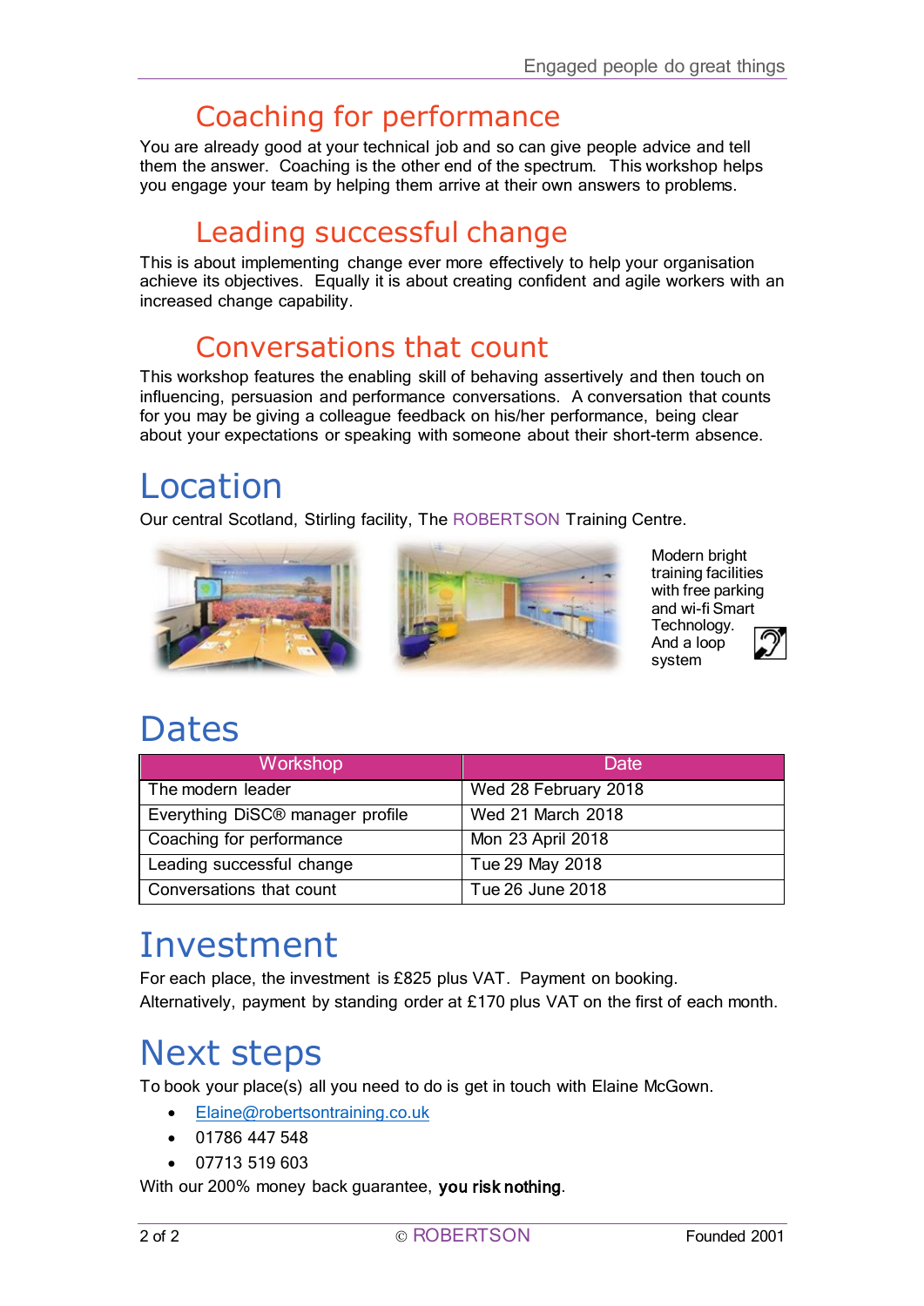## Coaching for performance

You are already good at your technical job and so can give people advice and tell them the answer. Coaching is the other end of the spectrum. This workshop helps you engage your team by helping them arrive at their own answers to problems.

## Leading successful change

This is about implementing change ever more effectively to help your organisation achieve its objectives. Equally it is about creating confident and agile workers with an increased change capability.

## Conversations that count

This workshop features the enabling skill of behaving assertively and then touch on influencing, persuasion and performance conversations. A conversation that counts for you may be giving a colleague feedback on his/her performance, being clear about your expectations or speaking with someone about their short-term absence.

# Location

Our central Scotland, Stirling facility, The ROBERTSON Training Centre.

Modern bright training facilities with free parking and wi-fi Smart Technology. And a loop system

# Dates

| Workshop | Date |
|---|---|
| The modern leader | Wed 28 February 2018 |
| Everything DiSC® manager profile | Wed 21 March 2018 |
| Coaching for performance | Mon 23 April 2018 |
| Leading successful change | Tue 29 May 2018 |
| Conversations that count | Tue 26 June 2018 |

# Investment

For each place, the investment is £825 plus VAT. Payment on booking.
Alternatively, payment by standing order at £170 plus VAT on the first of each month.

# Next steps

To book your place(s) all you need to do is get in touch with Elaine McGown.

- Elaine@robertsontraining.co.uk
- 01786 447 548
- 07713 519 603

With our 200% money back guarantee, **you risk nothing**.